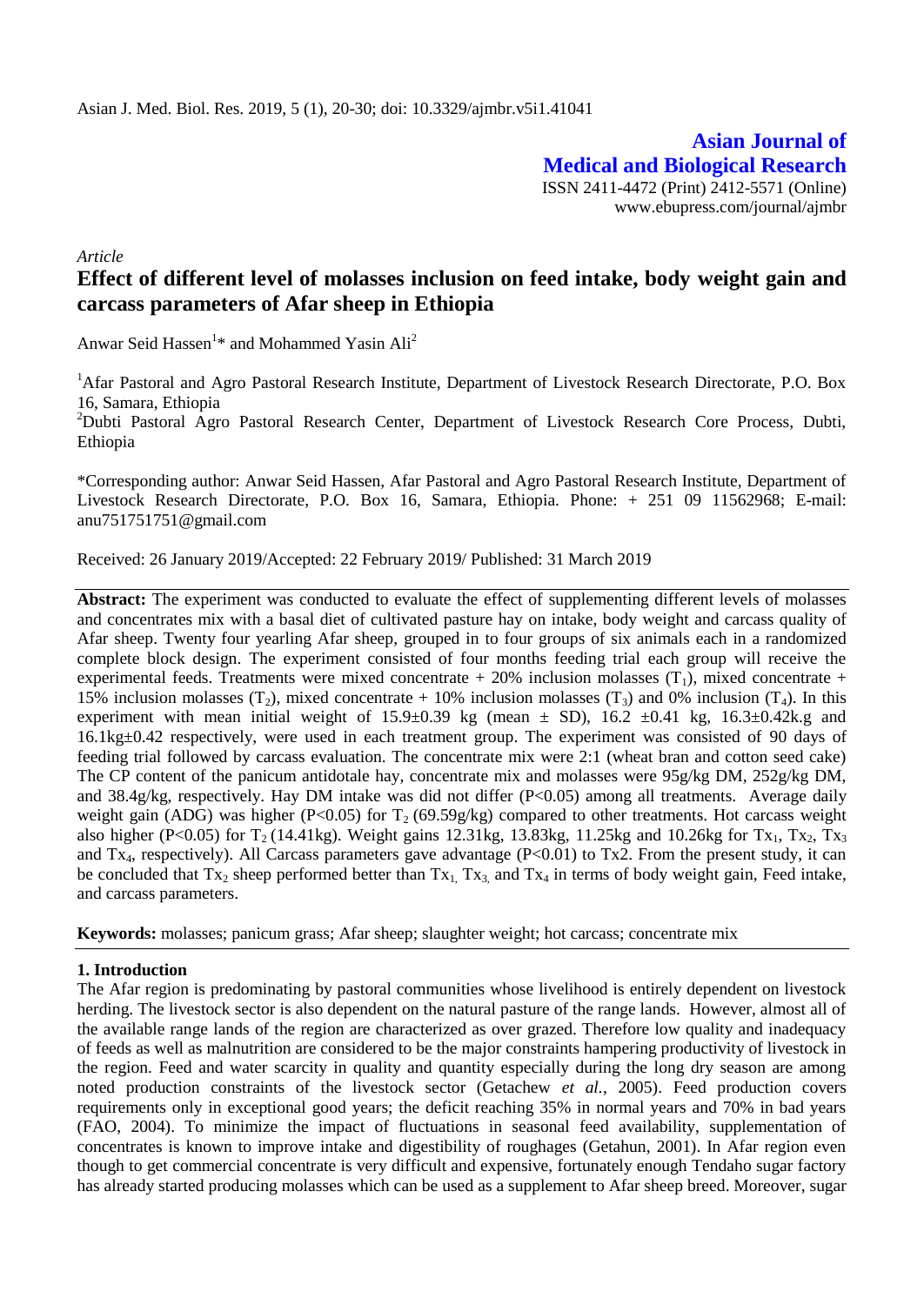**Asian Journal of Medical and Biological Research**

ISSN 2411-4472 (Print) 2412-5571 (Online)
www.ebupress.com/journal/ajmbr

*Article*

# Effect of different level of molasses inclusion on feed intake, body weight gain and carcass parameters of Afar sheep in Ethiopia

Anwar Seid Hassen[1]* and Mohammed Yasin Ali[2]

[1]Afar Pastoral and Agro Pastoral Research Institute, Department of Livestock Research Directorate, P.O. Box 16, Samara, Ethiopia

[2]Dubti Pastoral Agro Pastoral Research Center, Department of Livestock Research Core Process, Dubti, Ethiopia

*Corresponding author: Anwar Seid Hassen, Afar Pastoral and Agro Pastoral Research Institute, Department of Livestock Research Directorate, P.O. Box 16, Samara, Ethiopia. Phone: + 251 09 11562968; E-mail: anu751751751@gmail.com

Received: 26 January 2019/Accepted: 22 February 2019/ Published: 31 March 2019

**Abstract:** The experiment was conducted to evaluate the effect of supplementing different levels of molasses and concentrates mix with a basal diet of cultivated pasture hay on intake, body weight and carcass quality of Afar sheep. Twenty four yearling Afar sheep, grouped in to four groups of six animals each in a randomized complete block design. The experiment consisted of four months feeding trial each group will receive the experimental feeds. Treatments were mixed concentrate + 20% inclusion molasses ($T_1$), mixed concentrate + 15% inclusion molasses ($T_2$), mixed concentrate + 10% inclusion molasses ($T_3$) and 0% inclusion ($T_4$). In this experiment with mean initial weight of 15.9±0.39 kg (mean ± SD), 16.2 ±0.41 kg, 16.3±0.42k.g and 16.1kg±0.42 respectively, were used in each treatment group. The experiment was consisted of 90 days of feeding trial followed by carcass evaluation. The concentrate mix were 2:1 (wheat bran and cotton seed cake) The CP content of the panicum antidotale hay, concentrate mix and molasses were 95g/kg DM, 252g/kg DM, and 38.4g/kg, respectively. Hay DM intake was did not differ ($P<0.05$) among all treatments. Average daily weight gain (ADG) was higher ($P<0.05$) for $T_2$ (69.59g/kg) compared to other treatments. Hot carcass weight also higher ($P<0.05$) for $T_2$ (14.41kg). Weight gains 12.31kg, 13.83kg, 11.25kg and 10.26kg for $Tx_1$, $Tx_2$, $Tx_3$ and $Tx_4$, respectively). All Carcass parameters gave advantage ($P<0.01$) to Tx2. From the present study, it can be concluded that $Tx_2$ sheep performed better than $Tx_1$, $Tx_3$, and $Tx_4$ in terms of body weight gain, Feed intake, and carcass parameters.

**Keywords:** molasses; panicum grass; Afar sheep; slaughter weight; hot carcass; concentrate mix

## 1. Introduction

The Afar region is predominating by pastoral communities whose livelihood is entirely dependent on livestock herding. The livestock sector is also dependent on the natural pasture of the range lands. However, almost all of the available range lands of the region are characterized as over grazed. Therefore low quality and inadequacy of feeds as well as malnutrition are considered to be the major constraints hampering productivity of livestock in the region. Feed and water scarcity in quality and quantity especially during the long dry season are among noted production constraints of the livestock sector (Getachew *et al.*, 2005). Feed production covers requirements only in exceptional good years; the deficit reaching 35% in normal years and 70% in bad years (FAO, 2004). To minimize the impact of fluctuations in seasonal feed availability, supplementation of concentrates is known to improve intake and digestibility of roughages (Getahun, 2001). In Afar region even though to get commercial concentrate is very difficult and expensive, fortunately enough Tendaho sugar factory has already started producing molasses which can be used as a supplement to Afar sheep breed. Moreover, sugar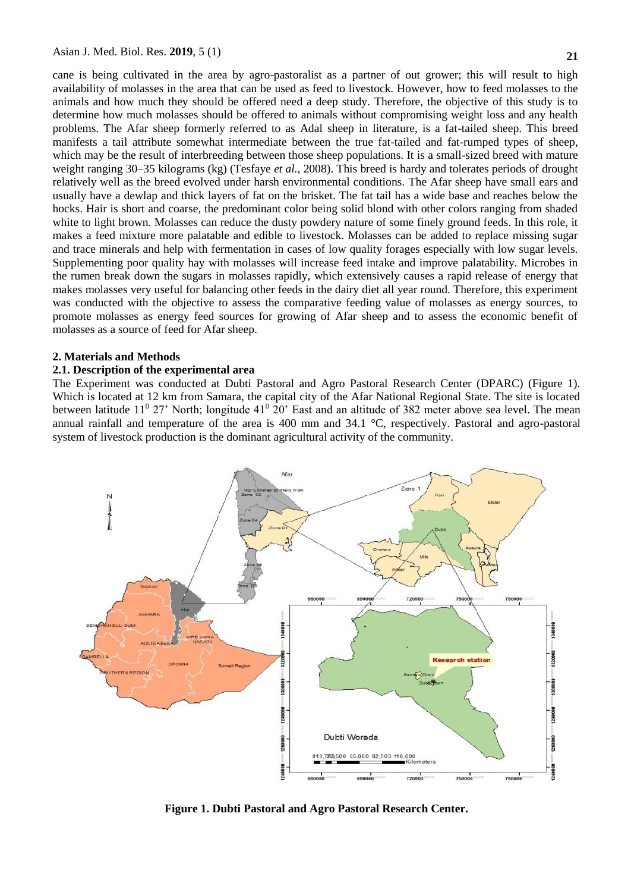cane is being cultivated in the area by agro-pastoralist as a partner of out grower; this will result to high availability of molasses in the area that can be used as feed to livestock. However, how to feed molasses to the animals and how much they should be offered need a deep study. Therefore, the objective of this study is to determine how much molasses should be offered to animals without compromising weight loss and any health problems. The Afar sheep formerly referred to as Adal sheep in literature, is a fat-tailed sheep. This breed manifests a tail attribute somewhat intermediate between the true fat-tailed and fat-rumped types of sheep, which may be the result of interbreeding between those sheep populations. It is a small-sized breed with mature weight ranging 30–35 kilograms (kg) (Tesfaye *et al.*, 2008). This breed is hardy and tolerates periods of drought relatively well as the breed evolved under harsh environmental conditions. The Afar sheep have small ears and usually have a dewlap and thick layers of fat on the brisket. The fat tail has a wide base and reaches below the hocks. Hair is short and coarse, the predominant color being solid blond with other colors ranging from shaded white to light brown. Molasses can reduce the dusty powdery nature of some finely ground feeds. In this role, it makes a feed mixture more palatable and edible to livestock. Molasses can be added to replace missing sugar and trace minerals and help with fermentation in cases of low quality forages especially with low sugar levels. Supplementing poor quality hay with molasses will increase feed intake and improve palatability. Microbes in the rumen break down the sugars in molasses rapidly, which extensively causes a rapid release of energy that makes molasses very useful for balancing other feeds in the dairy diet all year round. Therefore, this experiment was conducted with the objective to assess the comparative feeding value of molasses as energy sources, to promote molasses as energy feed sources for growing of Afar sheep and to assess the economic benefit of molasses as a source of feed for Afar sheep.

## 2. Materials and Methods

### 2.1. Description of the experimental area

The Experiment was conducted at Dubti Pastoral and Agro Pastoral Research Center (DPARC) (Figure 1). Which is located at 12 km from Samara, the capital city of the Afar National Regional State. The site is located between latitude $11^0$ 27' North; longitude $41^0$ 20' East and an altitude of 382 meter above sea level. The mean annual rainfall and temperature of the area is 400 mm and 34.1 °C, respectively. Pastoral and agro-pastoral system of livestock production is the dominant agricultural activity of the community.

**Figure 1. Dubti Pastoral and Agro Pastoral Research Center.**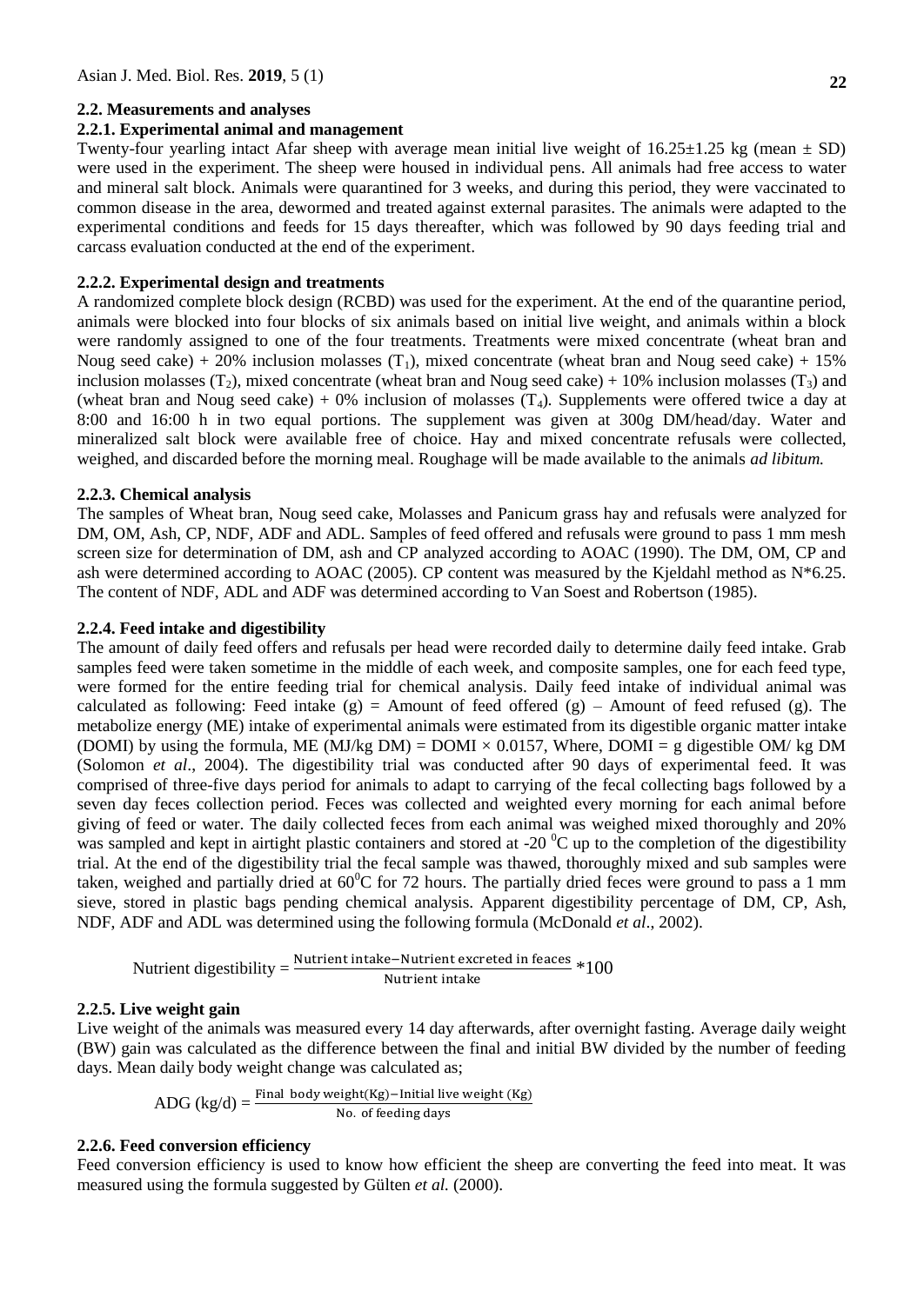### 2.2. Measurements and analyses

#### 2.2.1. Experimental animal and management

Twenty-four yearling intact Afar sheep with average mean initial live weight of 16.25±1.25 kg (mean ± SD) were used in the experiment. The sheep were housed in individual pens. All animals had free access to water and mineral salt block. Animals were quarantined for 3 weeks, and during this period, they were vaccinated to common disease in the area, dewormed and treated against external parasites. The animals were adapted to the experimental conditions and feeds for 15 days thereafter, which was followed by 90 days feeding trial and carcass evaluation conducted at the end of the experiment.

#### 2.2.2. Experimental design and treatments

A randomized complete block design (RCBD) was used for the experiment. At the end of the quarantine period, animals were blocked into four blocks of six animals based on initial live weight, and animals within a block were randomly assigned to one of the four treatments. Treatments were mixed concentrate (wheat bran and Noug seed cake) + 20% inclusion molasses ($T_1$), mixed concentrate (wheat bran and Noug seed cake) + 15% inclusion molasses ($T_2$), mixed concentrate (wheat bran and Noug seed cake) + 10% inclusion molasses ($T_3$) and (wheat bran and Noug seed cake) + 0% inclusion of molasses ($T_4$). Supplements were offered twice a day at 8:00 and 16:00 h in two equal portions. The supplement was given at 300g DM/head/day. Water and mineralized salt block were available free of choice. Hay and mixed concentrate refusals were collected, weighed, and discarded before the morning meal. Roughage will be made available to the animals *ad libitum.*

#### 2.2.3. Chemical analysis

The samples of Wheat bran, Noug seed cake, Molasses and Panicum grass hay and refusals were analyzed for DM, OM, Ash, CP, NDF, ADF and ADL. Samples of feed offered and refusals were ground to pass 1 mm mesh screen size for determination of DM, ash and CP analyzed according to AOAC (1990). The DM, OM, CP and ash were determined according to AOAC (2005). CP content was measured by the Kjeldahl method as N*6.25. The content of NDF, ADL and ADF was determined according to Van Soest and Robertson (1985).

#### 2.2.4. Feed intake and digestibility

The amount of daily feed offers and refusals per head were recorded daily to determine daily feed intake. Grab samples feed were taken sometime in the middle of each week, and composite samples, one for each feed type, were formed for the entire feeding trial for chemical analysis. Daily feed intake of individual animal was calculated as following: Feed intake (g) = Amount of feed offered (g) – Amount of feed refused (g). The metabolize energy (ME) intake of experimental animals were estimated from its digestible organic matter intake (DOMI) by using the formula, ME (MJ/kg DM) = DOMI × 0.0157, Where, DOMI = g digestible OM/ kg DM (Solomon *et al*., 2004). The digestibility trial was conducted after 90 days of experimental feed. It was comprised of three-five days period for animals to adapt to carrying of the fecal collecting bags followed by a seven day feces collection period. Feces was collected and weighted every morning for each animal before giving of feed or water. The daily collected feces from each animal was weighed mixed thoroughly and 20% was sampled and kept in airtight plastic containers and stored at -20 $^0$C up to the completion of the digestibility trial. At the end of the digestibility trial the fecal sample was thawed, thoroughly mixed and sub samples were taken, weighed and partially dried at 60$^0$C for 72 hours. The partially dried feces were ground to pass a 1 mm sieve, stored in plastic bags pending chemical analysis. Apparent digestibility percentage of DM, CP, Ash, NDF, ADF and ADL was determined using the following formula (McDonald *et al*., 2002).

$$\text{Nutrient digestibility} = \frac{\text{Nutrient intake} - \text{Nutrient excreted in feaces}}{\text{Nutrient intake}} * 100$$

#### 2.2.5. Live weight gain

Live weight of the animals was measured every 14 day afterwards, after overnight fasting. Average daily weight (BW) gain was calculated as the difference between the final and initial BW divided by the number of feeding days. Mean daily body weight change was calculated as;

$$\text{ADG (kg/d)} = \frac{\text{Final body weight(Kg)} - \text{Initial live weight (Kg)}}{\text{No. of feeding days}}$$

#### 2.2.6. Feed conversion efficiency

Feed conversion efficiency is used to know how efficient the sheep are converting the feed into meat. It was measured using the formula suggested by Gülten *et al.* (2000).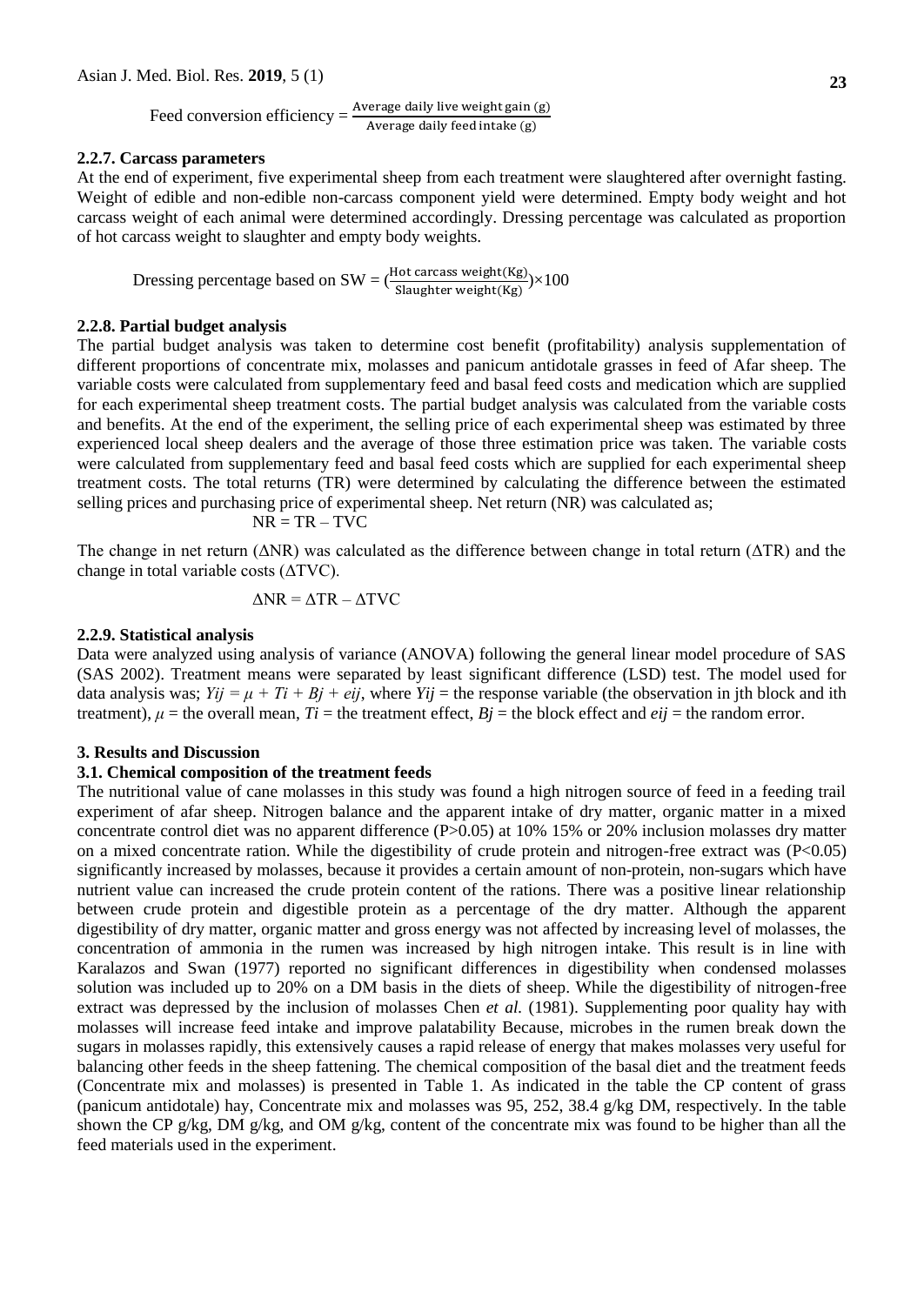$$\text{Feed conversion efficiency} = \frac{\text{Average daily live weight gain (g)}}{\text{Average daily feed intake (g)}}$$

### 2.2.7. Carcass parameters

At the end of experiment, five experimental sheep from each treatment were slaughtered after overnight fasting. Weight of edible and non-edible non-carcass component yield were determined. Empty body weight and hot carcass weight of each animal were determined accordingly. Dressing percentage was calculated as proportion of hot carcass weight to slaughter and empty body weights.

$$\text{Dressing percentage based on SW} = \left(\frac{\text{Hot carcass weight(Kg)}}{\text{Slaughter weight(Kg)}}\right)\times 100$$

### 2.2.8. Partial budget analysis

The partial budget analysis was taken to determine cost benefit (profitability) analysis supplementation of different proportions of concentrate mix, molasses and panicum antidotale grasses in feed of Afar sheep. The variable costs were calculated from supplementary feed and basal feed costs and medication which are supplied for each experimental sheep treatment costs. The partial budget analysis was calculated from the variable costs and benefits. At the end of the experiment, the selling price of each experimental sheep was estimated by three experienced local sheep dealers and the average of those three estimation price was taken. The variable costs were calculated from supplementary feed and basal feed costs which are supplied for each experimental sheep treatment costs. The total returns (TR) were determined by calculating the difference between the estimated selling prices and purchasing price of experimental sheep. Net return (NR) was calculated as;

$$NR = TR – TVC$$

The change in net return (ΔNR) was calculated as the difference between change in total return (ΔTR) and the change in total variable costs (ΔTVC).

$$\Delta NR = \Delta TR – \Delta TVC$$

### 2.2.9. Statistical analysis

Data were analyzed using analysis of variance (ANOVA) following the general linear model procedure of SAS (SAS 2002). Treatment means were separated by least significant difference (LSD) test. The model used for data analysis was; $Yij = \mu + Ti + Bj + eij$, where $Yij$ = the response variable (the observation in jth block and ith treatment), $\mu$ = the overall mean, $Ti$ = the treatment effect, $Bj$ = the block effect and $eij$ = the random error.

## 3. Results and Discussion

### 3.1. Chemical composition of the treatment feeds

The nutritional value of cane molasses in this study was found a high nitrogen source of feed in a feeding trail experiment of afar sheep. Nitrogen balance and the apparent intake of dry matter, organic matter in a mixed concentrate control diet was no apparent difference ($P>0.05$) at 10% 15% or 20% inclusion molasses dry matter on a mixed concentrate ration. While the digestibility of crude protein and nitrogen-free extract was ($P<0.05$) significantly increased by molasses, because it provides a certain amount of non-protein, non-sugars which have nutrient value can increased the crude protein content of the rations. There was a positive linear relationship between crude protein and digestible protein as a percentage of the dry matter. Although the apparent digestibility of dry matter, organic matter and gross energy was not affected by increasing level of molasses, the concentration of ammonia in the rumen was increased by high nitrogen intake. This result is in line with Karalazos and Swan (1977) reported no significant differences in digestibility when condensed molasses solution was included up to 20% on a DM basis in the diets of sheep. While the digestibility of nitrogen-free extract was depressed by the inclusion of molasses Chen *et al.* (1981). Supplementing poor quality hay with molasses will increase feed intake and improve palatability Because, microbes in the rumen break down the sugars in molasses rapidly, this extensively causes a rapid release of energy that makes molasses very useful for balancing other feeds in the sheep fattening. The chemical composition of the basal diet and the treatment feeds (Concentrate mix and molasses) is presented in Table 1. As indicated in the table the CP content of grass (panicum antidotale) hay, Concentrate mix and molasses was 95, 252, 38.4 g/kg DM, respectively. In the table shown the CP g/kg, DM g/kg, and OM g/kg, content of the concentrate mix was found to be higher than all the feed materials used in the experiment.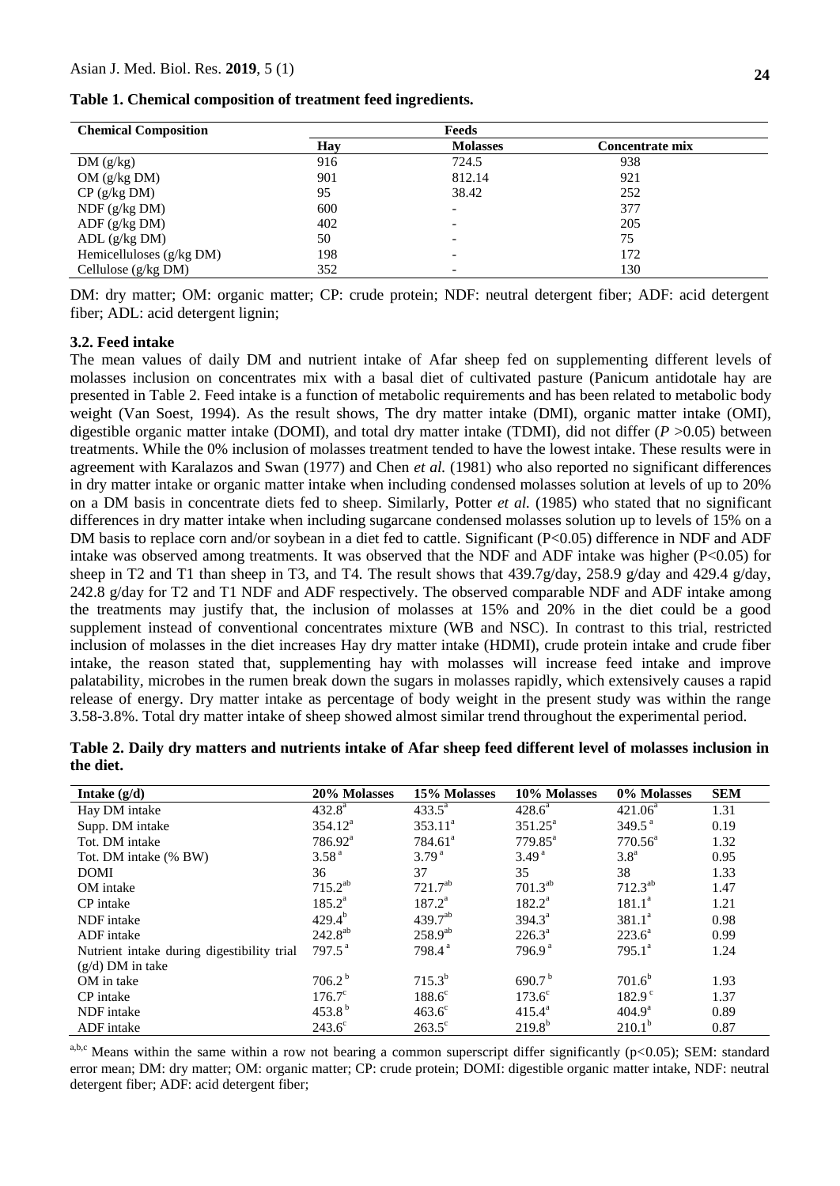**Table 1. Chemical composition of treatment feed ingredients.**

| Chemical Composition | Feeds | | |
|---|---|---|---|
| | Hay | Molasses | Concentrate mix |
| DM (g/kg) | 916 | 724.5 | 938 |
| OM (g/kg DM) | 901 | 812.14 | 921 |
| CP (g/kg DM) | 95 | 38.42 | 252 |
| NDF (g/kg DM) | 600 | - | 377 |
| ADF (g/kg DM) | 402 | - | 205 |
| ADL (g/kg DM) | 50 | - | 75 |
| Hemicelluloses (g/kg DM) | 198 | - | 172 |
| Cellulose (g/kg DM) | 352 | - | 130 |

DM: dry matter; OM: organic matter; CP: crude protein; NDF: neutral detergent fiber; ADF: acid detergent fiber; ADL: acid detergent lignin;

### 3.2. Feed intake

The mean values of daily DM and nutrient intake of Afar sheep fed on supplementing different levels of molasses inclusion on concentrates mix with a basal diet of cultivated pasture (Panicum antidotale hay are presented in Table 2. Feed intake is a function of metabolic requirements and has been related to metabolic body weight (Van Soest, 1994). As the result shows, The dry matter intake (DMI), organic matter intake (OMI), digestible organic matter intake (DOMI), and total dry matter intake (TDMI), did not differ ($P$ >0.05) between treatments. While the 0% inclusion of molasses treatment tended to have the lowest intake. These results were in agreement with Karalazos and Swan (1977) and Chen *et al.* (1981) who also reported no significant differences in dry matter intake or organic matter intake when including condensed molasses solution at levels of up to 20% on a DM basis in concentrate diets fed to sheep. Similarly, Potter *et al.* (1985) who stated that no significant differences in dry matter intake when including sugarcane condensed molasses solution up to levels of 15% on a DM basis to replace corn and/or soybean in a diet fed to cattle. Significant (P<0.05) difference in NDF and ADF intake was observed among treatments. It was observed that the NDF and ADF intake was higher (P<0.05) for sheep in T2 and T1 than sheep in T3, and T4. The result shows that 439.7g/day, 258.9 g/day and 429.4 g/day, 242.8 g/day for T2 and T1 NDF and ADF respectively. The observed comparable NDF and ADF intake among the treatments may justify that, the inclusion of molasses at 15% and 20% in the diet could be a good supplement instead of conventional concentrates mixture (WB and NSC). In contrast to this trial, restricted inclusion of molasses in the diet increases Hay dry matter intake (HDMI), crude protein intake and crude fiber intake, the reason stated that, supplementing hay with molasses will increase feed intake and improve palatability, microbes in the rumen break down the sugars in molasses rapidly, which extensively causes a rapid release of energy. Dry matter intake as percentage of body weight in the present study was within the range 3.58-3.8%. Total dry matter intake of sheep showed almost similar trend throughout the experimental period.

**Table 2. Daily dry matters and nutrients intake of Afar sheep feed different level of molasses inclusion in the diet.**

| Intake (g/d) | 20% Molasses | 15% Molasses | 10% Molasses | 0% Molasses | SEM |
|---|---|---|---|---|---|
| Hay DM intake | 432.8[a] | 433.5[a] | 428.6[a] | 421.06[a] | 1.31 |
| Supp. DM intake | 354.12[a] | 353.11[a] | 351.25[a] | 349.5[a] | 0.19 |
| Tot. DM intake | 786.92[a] | 784.61[a] | 779.85[a] | 770.56[a] | 1.32 |
| Tot. DM intake (% BW) | 3.58[a] | 3.79[a] | 3.49[a] | 3.8[a] | 0.95 |
| DOMI | 36 | 37 | 35 | 38 | 1.33 |
| OM intake | 715.2[ab] | 721.7[ab] | 701.3[ab] | 712.3[ab] | 1.47 |
| CP intake | 185.2[a] | 187.2[a] | 182.2[a] | 181.1[a] | 1.21 |
| NDF intake | 429.4[b] | 439.7[ab] | 394.3[a] | 381.1[a] | 0.98 |
| ADF intake | 242.8[ab] | 258.9[ab] | 226.3[a] | 223.6[a] | 0.99 |
| Nutrient intake during digestibility trial (g/d) DM in take | 797.5[a] | 798.4[a] | 796.9[a] | 795.1[a] | 1.24 |
| OM in take | 706.2[b] | 715.3[b] | 690.7[b] | 701.6[b] | 1.93 |
| CP intake | 176.7[c] | 188.6[c] | 173.6[c] | 182.9[c] | 1.37 |
| NDF intake | 453.8[b] | 463.6[c] | 415.4[a] | 404.9[a] | 0.89 |
| ADF intake | 243.6[c] | 263.5[c] | 219.8[b] | 210.1[b] | 0.87 |

[a,b,c] Means within the same within a row not bearing a common superscript differ significantly (p<0.05); SEM: standard error mean; DM: dry matter; OM: organic matter; CP: crude protein; DOMI: digestible organic matter intake, NDF: neutral detergent fiber; ADF: acid detergent fiber;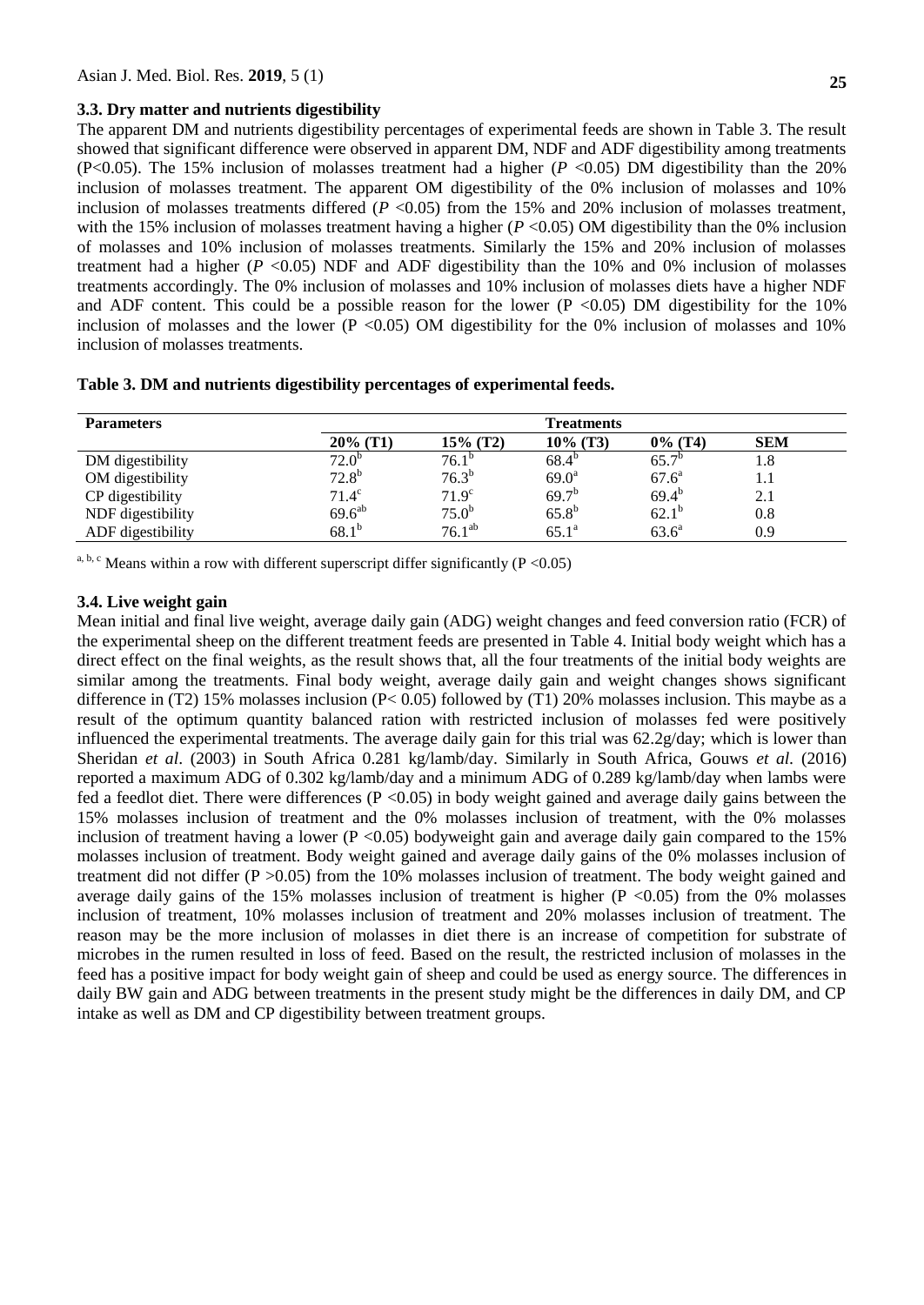### 3.3. Dry matter and nutrients digestibility

The apparent DM and nutrients digestibility percentages of experimental feeds are shown in Table 3. The result showed that significant difference were observed in apparent DM, NDF and ADF digestibility among treatments ($P<0.05$). The 15% inclusion of molasses treatment had a higher ($P<0.05$) DM digestibility than the 20% inclusion of molasses treatment. The apparent OM digestibility of the 0% inclusion of molasses and 10% inclusion of molasses treatments differed ($P<0.05$) from the 15% and 20% inclusion of molasses treatment, with the 15% inclusion of molasses treatment having a higher ($P<0.05$) OM digestibility than the 0% inclusion of molasses and 10% inclusion of molasses treatments. Similarly the 15% and 20% inclusion of molasses treatment had a higher ($P<0.05$) NDF and ADF digestibility than the 10% and 0% inclusion of molasses treatments accordingly. The 0% inclusion of molasses and 10% inclusion of molasses diets have a higher NDF and ADF content. This could be a possible reason for the lower ($P<0.05$) DM digestibility for the 10% inclusion of molasses and the lower ($P<0.05$) OM digestibility for the 0% inclusion of molasses and 10% inclusion of molasses treatments.

**Table 3. DM and nutrients digestibility percentages of experimental feeds.**

| Parameters | Treatments | | | | |
|---|---|---|---|---|---|
| | **20% (T1)** | **15% (T2)** | **10% (T3)** | **0% (T4)** | **SEM** |
| DM digestibility | $72.0^{b}$ | $76.1^{b}$ | $68.4^{b}$ | $65.7^{b}$ | 1.8 |
| OM digestibility | $72.8^{b}$ | $76.3^{b}$ | $69.0^{a}$ | $67.6^{a}$ | 1.1 |
| CP digestibility | $71.4^{c}$ | $71.9^{c}$ | $69.7^{b}$ | $69.4^{b}$ | 2.1 |
| NDF digestibility | $69.6^{ab}$ | $75.0^{b}$ | $65.8^{b}$ | $62.1^{b}$ | 0.8 |
| ADF digestibility | $68.1^{b}$ | $76.1^{ab}$ | $65.1^{a}$ | $63.6^{a}$ | 0.9 |

[a, b, c] Means within a row with different superscript differ significantly ($P<0.05$)

### 3.4. Live weight gain

Mean initial and final live weight, average daily gain (ADG) weight changes and feed conversion ratio (FCR) of the experimental sheep on the different treatment feeds are presented in Table 4. Initial body weight which has a direct effect on the final weights, as the result shows that, all the four treatments of the initial body weights are similar among the treatments. Final body weight, average daily gain and weight changes shows significant difference in (T2) 15% molasses inclusion ($P<0.05$) followed by (T1) 20% molasses inclusion. This maybe as a result of the optimum quantity balanced ration with restricted inclusion of molasses fed were positively influenced the experimental treatments. The average daily gain for this trial was 62.2g/day; which is lower than Sheridan *et al*. (2003) in South Africa 0.281 kg/lamb/day. Similarly in South Africa, Gouws *et al*. (2016) reported a maximum ADG of 0.302 kg/lamb/day and a minimum ADG of 0.289 kg/lamb/day when lambs were fed a feedlot diet. There were differences ($P<0.05$) in body weight gained and average daily gains between the 15% molasses inclusion of treatment and the 0% molasses inclusion of treatment, with the 0% molasses inclusion of treatment having a lower ($P<0.05$) bodyweight gain and average daily gain compared to the 15% molasses inclusion of treatment. Body weight gained and average daily gains of the 0% molasses inclusion of treatment did not differ ($P>0.05$) from the 10% molasses inclusion of treatment. The body weight gained and average daily gains of the 15% molasses inclusion of treatment is higher ($P<0.05$) from the 0% molasses inclusion of treatment, 10% molasses inclusion of treatment and 20% molasses inclusion of treatment. The reason may be the more inclusion of molasses in diet there is an increase of competition for substrate of microbes in the rumen resulted in loss of feed. Based on the result, the restricted inclusion of molasses in the feed has a positive impact for body weight gain of sheep and could be used as energy source. The differences in daily BW gain and ADG between treatments in the present study might be the differences in daily DM, and CP intake as well as DM and CP digestibility between treatment groups.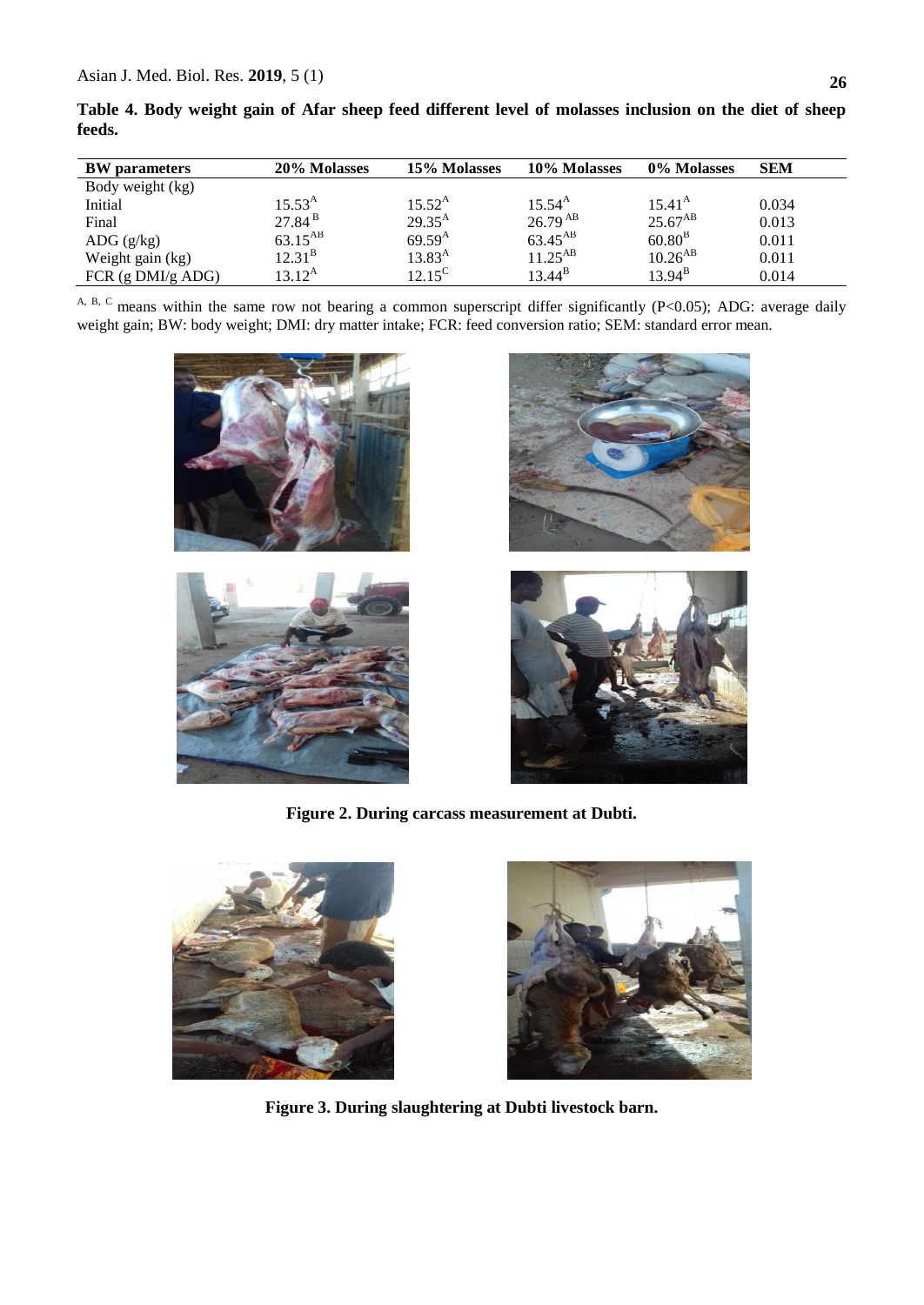**Table 4. Body weight gain of Afar sheep feed different level of molasses inclusion on the diet of sheep feeds.**

| BW parameters | 20% Molasses | 15% Molasses | 10% Molasses | 0% Molasses | SEM |
|---|---|---|---|---|---|
| Body weight (kg) | | | | | |
| Initial | $15.53^{A}$ | $15.52^{A}$ | $15.54^{A}$ | $15.41^{A}$ | 0.034 |
| Final | $27.84^{B}$ | $29.35^{A}$ | $26.79^{AB}$ | $25.67^{AB}$ | 0.013 |
| ADG (g/kg) | $63.15^{AB}$ | $69.59^{A}$ | $63.45^{AB}$ | $60.80^{B}$ | 0.011 |
| Weight gain (kg) | $12.31^{B}$ | $13.83^{A}$ | $11.25^{AB}$ | $10.26^{AB}$ | 0.011 |
| FCR (g DMI/g ADG) | $13.12^{A}$ | $12.15^{C}$ | $13.44^{B}$ | $13.94^{B}$ | 0.014 |

$^{A, B, C}$ means within the same row not bearing a common superscript differ significantly ($P<0.05$); ADG: average daily weight gain; BW: body weight; DMI: dry matter intake; FCR: feed conversion ratio; SEM: standard error mean.

**Figure 2. During carcass measurement at Dubti.**

**Figure 3. During slaughtering at Dubti livestock barn.**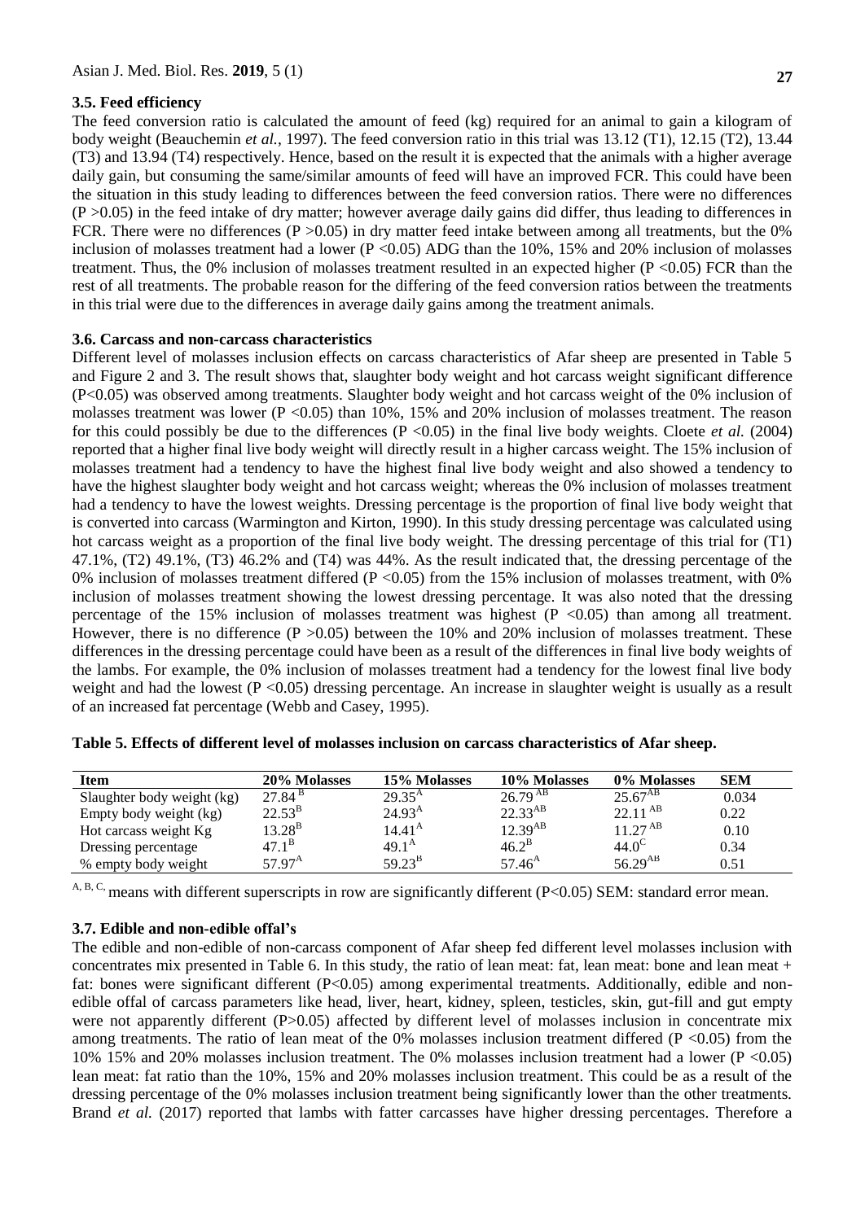### 3.5. Feed efficiency

The feed conversion ratio is calculated the amount of feed (kg) required for an animal to gain a kilogram of body weight (Beauchemin *et al.*, 1997). The feed conversion ratio in this trial was 13.12 (T1), 12.15 (T2), 13.44 (T3) and 13.94 (T4) respectively. Hence, based on the result it is expected that the animals with a higher average daily gain, but consuming the same/similar amounts of feed will have an improved FCR. This could have been the situation in this study leading to differences between the feed conversion ratios. There were no differences ($P > 0.05$) in the feed intake of dry matter; however average daily gains did differ, thus leading to differences in FCR. There were no differences ($P > 0.05$) in dry matter feed intake between among all treatments, but the 0% inclusion of molasses treatment had a lower ($P < 0.05$) ADG than the 10%, 15% and 20% inclusion of molasses treatment. Thus, the 0% inclusion of molasses treatment resulted in an expected higher ($P < 0.05$) FCR than the rest of all treatments. The probable reason for the differing of the feed conversion ratios between the treatments in this trial were due to the differences in average daily gains among the treatment animals.

### 3.6. Carcass and non-carcass characteristics

Different level of molasses inclusion effects on carcass characteristics of Afar sheep are presented in Table 5 and Figure 2 and 3. The result shows that, slaughter body weight and hot carcass weight significant difference ($P<0.05$) was observed among treatments. Slaughter body weight and hot carcass weight of the 0% inclusion of molasses treatment was lower ($P < 0.05$) than 10%, 15% and 20% inclusion of molasses treatment. The reason for this could possibly be due to the differences ($P < 0.05$) in the final live body weights. Cloete *et al.* (2004) reported that a higher final live body weight will directly result in a higher carcass weight. The 15% inclusion of molasses treatment had a tendency to have the highest final live body weight and also showed a tendency to have the highest slaughter body weight and hot carcass weight; whereas the 0% inclusion of molasses treatment had a tendency to have the lowest weights. Dressing percentage is the proportion of final live body weight that is converted into carcass (Warmington and Kirton, 1990). In this study dressing percentage was calculated using hot carcass weight as a proportion of the final live body weight. The dressing percentage of this trial for (T1) 47.1%, (T2) 49.1%, (T3) 46.2% and (T4) was 44%. As the result indicated that, the dressing percentage of the 0% inclusion of molasses treatment differed ($P < 0.05$) from the 15% inclusion of molasses treatment, with 0% inclusion of molasses treatment showing the lowest dressing percentage. It was also noted that the dressing percentage of the 15% inclusion of molasses treatment was highest ($P < 0.05$) than among all treatment. However, there is no difference ($P > 0.05$) between the 10% and 20% inclusion of molasses treatment. These differences in the dressing percentage could have been as a result of the differences in final live body weights of the lambs. For example, the 0% inclusion of molasses treatment had a tendency for the lowest final live body weight and had the lowest ($P < 0.05$) dressing percentage. An increase in slaughter weight is usually as a result of an increased fat percentage (Webb and Casey, 1995).

**Table 5. Effects of different level of molasses inclusion on carcass characteristics of Afar sheep.**

| Item | 20% Molasses | 15% Molasses | 10% Molasses | 0% Molasses | SEM |
|---|---|---|---|---|---|
| Slaughter body weight (kg) | $27.84^{B}$ | $29.35^{A}$ | $26.79^{AB}$ | $25.67^{AB}$ | 0.034 |
| Empty body weight (kg) | $22.53^{B}$ | $24.93^{A}$ | $22.33^{AB}$ | $22.11^{AB}$ | 0.22 |
| Hot carcass weight Kg | $13.28^{B}$ | $14.41^{A}$ | $12.39^{AB}$ | $11.27^{AB}$ | 0.10 |
| Dressing percentage | $47.1^{B}$ | $49.1^{A}$ | $46.2^{B}$ | $44.0^{C}$ | 0.34 |
| % empty body weight | $57.97^{A}$ | $59.23^{B}$ | $57.46^{A}$ | $56.29^{AB}$ | 0.51 |

A, B, C, means with different superscripts in row are significantly different ($P<0.05$) SEM: standard error mean.

### 3.7. Edible and non-edible offal's

The edible and non-edible of non-carcass component of Afar sheep fed different level molasses inclusion with concentrates mix presented in Table 6. In this study, the ratio of lean meat: fat, lean meat: bone and lean meat + fat: bones were significant different ($P<0.05$) among experimental treatments. Additionally, edible and non-edible offal of carcass parameters like head, liver, heart, kidney, spleen, testicles, skin, gut-fill and gut empty were not apparently different ($P>0.05$) affected by different level of molasses inclusion in concentrate mix among treatments. The ratio of lean meat of the 0% molasses inclusion treatment differed ($P < 0.05$) from the 10% 15% and 20% molasses inclusion treatment. The 0% molasses inclusion treatment had a lower ($P < 0.05$) lean meat: fat ratio than the 10%, 15% and 20% molasses inclusion treatment. This could be as a result of the dressing percentage of the 0% molasses inclusion treatment being significantly lower than the other treatments. Brand *et al.* (2017) reported that lambs with fatter carcasses have higher dressing percentages. Therefore a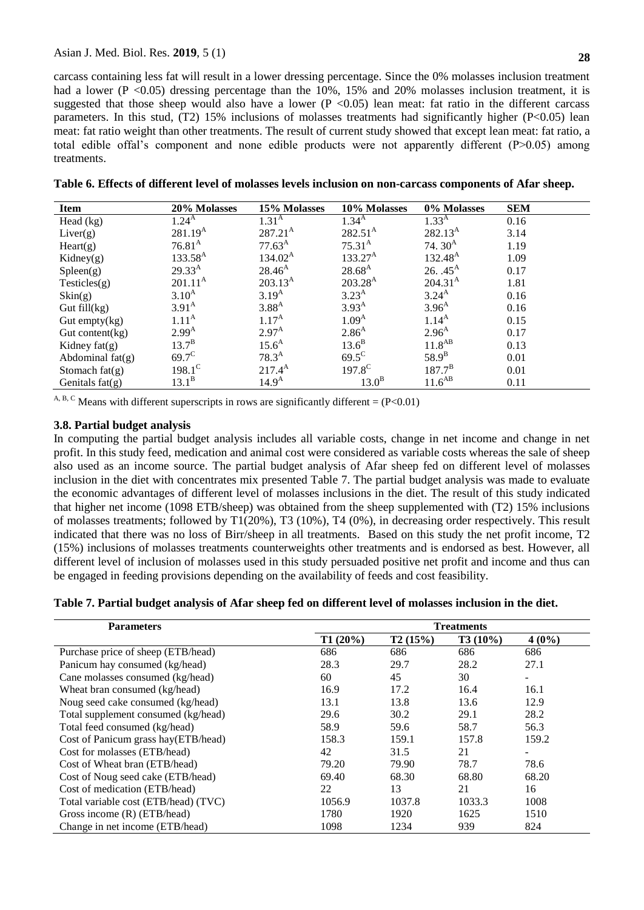carcass containing less fat will result in a lower dressing percentage. Since the 0% molasses inclusion treatment had a lower ($P < 0.05$) dressing percentage than the 10%, 15% and 20% molasses inclusion treatment, it is suggested that those sheep would also have a lower ($P < 0.05$) lean meat: fat ratio in the different carcass parameters. In this stud, (T2) 15% inclusions of molasses treatments had significantly higher ($P<0.05$) lean meat: fat ratio weight than other treatments. The result of current study showed that except lean meat: fat ratio, a total edible offal's component and none edible products were not apparently different ($P>0.05$) among treatments.

**Table 6. Effects of different level of molasses levels inclusion on non-carcass components of Afar sheep.**

| Item | 20% Molasses | 15% Molasses | 10% Molasses | 0% Molasses | SEM |
|---|---|---|---|---|---|
| Head (kg) | $1.24^{A}$ | $1.31^{A}$ | $1.34^{A}$ | $1.33^{A}$ | 0.16 |
| Liver(g) | $281.19^{A}$ | $287.21^{A}$ | $282.51^{A}$ | $282.13^{A}$ | 3.14 |
| Heart(g) | $76.81^{A}$ | $77.63^{A}$ | $75.31^{A}$ | 74. $30^{A}$ | 1.19 |
| Kidney(g) | $133.58^{A}$ | $134.02^{A}$ | $133.27^{A}$ | $132.48^{A}$ | 1.09 |
| Spleen(g) | $29.33^{A}$ | $28.46^{A}$ | $28.68^{A}$ | 26. .$45^{A}$ | 0.17 |
| Testicles(g) | $201.11^{A}$ | $203.13^{A}$ | $203.28^{A}$ | $204.31^{A}$ | 1.81 |
| Skin(g) | $3.10^{A}$ | $3.19^{A}$ | $3.23^{A}$ | $3.24^{A}$ | 0.16 |
| Gut fill(kg) | $3.91^{A}$ | $3.88^{A}$ | $3.93^{A}$ | $3.96^{A}$ | 0.16 |
| Gut empty(kg) | $1.11^{A}$ | $1.17^{A}$ | $1.09^{A}$ | $1.14^{A}$ | 0.15 |
| Gut content(kg) | $2.99^{A}$ | $2.97^{A}$ | $2.86^{A}$ | $2.96^{A}$ | 0.17 |
| Kidney fat(g) | $13.7^{B}$ | $15.6^{A}$ | $13.6^{B}$ | $11.8^{AB}$ | 0.13 |
| Abdominal fat(g) | $69.7^{C}$ | $78.3^{A}$ | $69.5^{C}$ | $58.9^{B}$ | 0.01 |
| Stomach fat(g) | $198.1^{C}$ | $217.4^{A}$ | $197.8^{C}$ | $187.7^{B}$ | 0.01 |
| Genitals fat(g) | $13.1^{B}$ | $14.9^{A}$ | $13.0^{B}$ | $11.6^{AB}$ | 0.11 |

A, B, C Means with different superscripts in rows are significantly different = ($P<0.01$)

### 3.8. Partial budget analysis

In computing the partial budget analysis includes all variable costs, change in net income and change in net profit. In this study feed, medication and animal cost were considered as variable costs whereas the sale of sheep also used as an income source. The partial budget analysis of Afar sheep fed on different level of molasses inclusion in the diet with concentrates mix presented Table 7. The partial budget analysis was made to evaluate the economic advantages of different level of molasses inclusions in the diet. The result of this study indicated that higher net income (1098 ETB/sheep) was obtained from the sheep supplemented with (T2) 15% inclusions of molasses treatments; followed by T1(20%), T3 (10%), T4 (0%), in decreasing order respectively. This result indicated that there was no loss of Birr/sheep in all treatments. Based on this study the net profit income, T2 (15%) inclusions of molasses treatments counterweights other treatments and is endorsed as best. However, all different level of inclusion of molasses used in this study persuaded positive net profit and income and thus can be engaged in feeding provisions depending on the availability of feeds and cost feasibility.

**Table 7. Partial budget analysis of Afar sheep fed on different level of molasses inclusion in the diet.**

| Parameters | Treatments | | | |
|---|---|---|---|---|
| | T1 (20%) | T2 (15%) | T3 (10%) | 4 (0%) |
| Purchase price of sheep (ETB/head) | 686 | 686 | 686 | 686 |
| Panicum hay consumed (kg/head) | 28.3 | 29.7 | 28.2 | 27.1 |
| Cane molasses consumed (kg/head) | 60 | 45 | 30 | - |
| Wheat bran consumed (kg/head) | 16.9 | 17.2 | 16.4 | 16.1 |
| Noug seed cake consumed (kg/head) | 13.1 | 13.8 | 13.6 | 12.9 |
| Total supplement consumed (kg/head) | 29.6 | 30.2 | 29.1 | 28.2 |
| Total feed consumed (kg/head) | 58.9 | 59.6 | 58.7 | 56.3 |
| Cost of Panicum grass hay(ETB/head) | 158.3 | 159.1 | 157.8 | 159.2 |
| Cost for molasses (ETB/head) | 42 | 31.5 | 21 | - |
| Cost of Wheat bran (ETB/head) | 79.20 | 79.90 | 78.7 | 78.6 |
| Cost of Noug seed cake (ETB/head) | 69.40 | 68.30 | 68.80 | 68.20 |
| Cost of medication (ETB/head) | 22 | 13 | 21 | 16 |
| Total variable cost (ETB/head) (TVC) | 1056.9 | 1037.8 | 1033.3 | 1008 |
| Gross income (R) (ETB/head) | 1780 | 1920 | 1625 | 1510 |
| Change in net income (ETB/head) | 1098 | 1234 | 939 | 824 |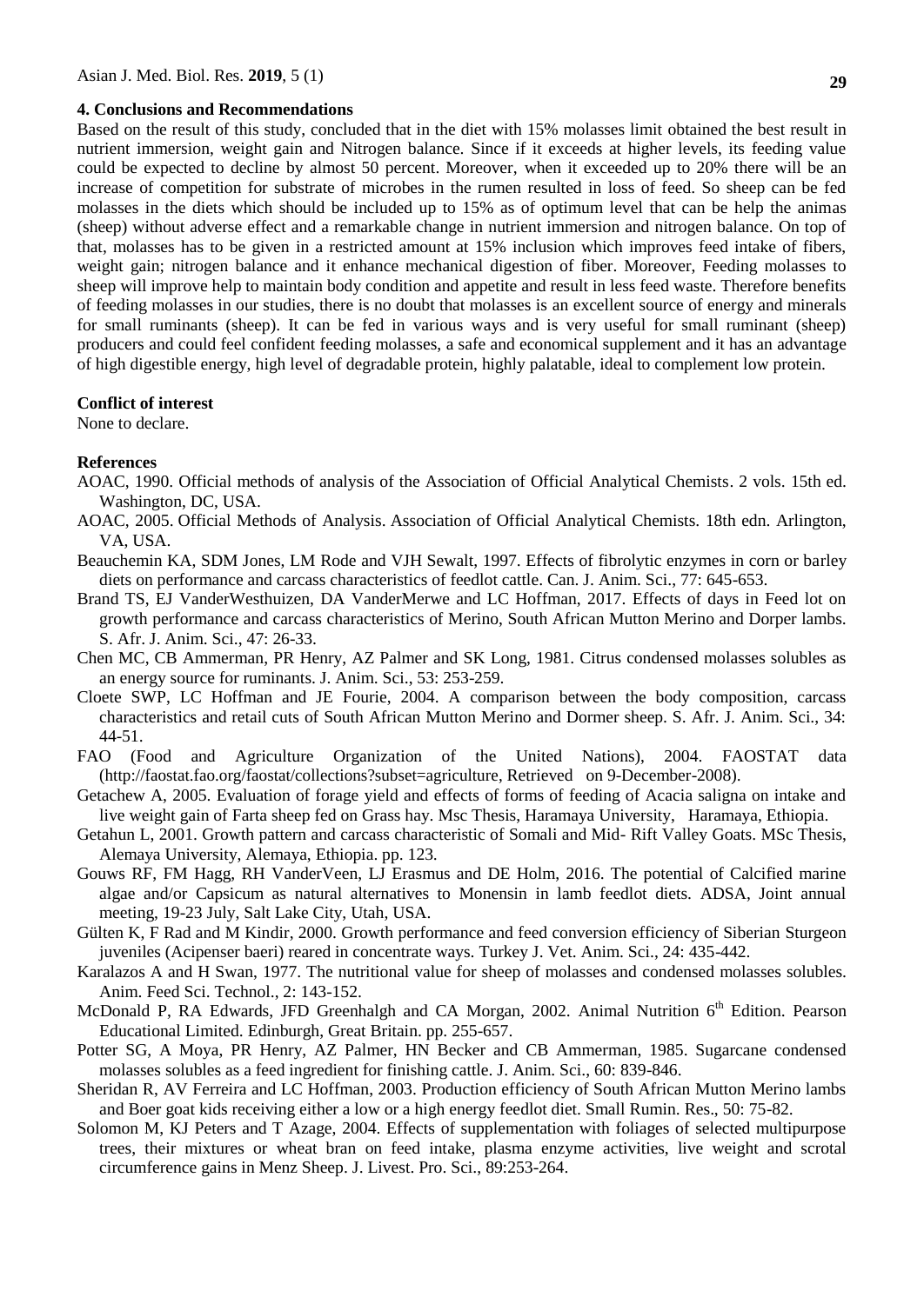## 4. Conclusions and Recommendations

Based on the result of this study, concluded that in the diet with 15% molasses limit obtained the best result in nutrient immersion, weight gain and Nitrogen balance. Since if it exceeds at higher levels, its feeding value could be expected to decline by almost 50 percent. Moreover, when it exceeded up to 20% there will be an increase of competition for substrate of microbes in the rumen resulted in loss of feed. So sheep can be fed molasses in the diets which should be included up to 15% as of optimum level that can be help the animas (sheep) without adverse effect and a remarkable change in nutrient immersion and nitrogen balance. On top of that, molasses has to be given in a restricted amount at 15% inclusion which improves feed intake of fibers, weight gain; nitrogen balance and it enhance mechanical digestion of fiber. Moreover, Feeding molasses to sheep will improve help to maintain body condition and appetite and result in less feed waste. Therefore benefits of feeding molasses in our studies, there is no doubt that molasses is an excellent source of energy and minerals for small ruminants (sheep). It can be fed in various ways and is very useful for small ruminant (sheep) producers and could feel confident feeding molasses, a safe and economical supplement and it has an advantage of high digestible energy, high level of degradable protein, highly palatable, ideal to complement low protein.

## Conflict of interest

None to declare.

## References

AOAC, 1990. Official methods of analysis of the Association of Official Analytical Chemists. 2 vols. 15th ed. Washington, DC, USA.

AOAC, 2005. Official Methods of Analysis. Association of Official Analytical Chemists. 18th edn. Arlington, VA, USA.

Beauchemin KA, SDM Jones, LM Rode and VJH Sewalt, 1997. Effects of fibrolytic enzymes in corn or barley diets on performance and carcass characteristics of feedlot cattle. Can. J. Anim. Sci., 77: 645-653.

Brand TS, EJ VanderWesthuizen, DA VanderMerwe and LC Hoffman, 2017. Effects of days in Feed lot on growth performance and carcass characteristics of Merino, South African Mutton Merino and Dorper lambs. S. Afr. J. Anim. Sci., 47: 26-33.

Chen MC, CB Ammerman, PR Henry, AZ Palmer and SK Long, 1981. Citrus condensed molasses solubles as an energy source for ruminants. J. Anim. Sci., 53: 253-259.

Cloete SWP, LC Hoffman and JE Fourie, 2004. A comparison between the body composition, carcass characteristics and retail cuts of South African Mutton Merino and Dormer sheep. S. Afr. J. Anim. Sci., 34: 44-51.

FAO (Food and Agriculture Organization of the United Nations), 2004. FAOSTAT data (http://faostat.fao.org/faostat/collections?subset=agriculture, Retrieved on 9-December-2008).

Getachew A, 2005. Evaluation of forage yield and effects of forms of feeding of Acacia saligna on intake and live weight gain of Farta sheep fed on Grass hay. Msc Thesis, Haramaya University, Haramaya, Ethiopia.

Getahun L, 2001. Growth pattern and carcass characteristic of Somali and Mid- Rift Valley Goats. MSc Thesis, Alemaya University, Alemaya, Ethiopia. pp. 123.

Gouws RF, FM Hagg, RH VanderVeen, LJ Erasmus and DE Holm, 2016. The potential of Calcified marine algae and/or Capsicum as natural alternatives to Monensin in lamb feedlot diets. ADSA, Joint annual meeting, 19-23 July, Salt Lake City, Utah, USA.

Gülten K, F Rad and M Kindir, 2000. Growth performance and feed conversion efficiency of Siberian Sturgeon juveniles (Acipenser baeri) reared in concentrate ways. Turkey J. Vet. Anim. Sci., 24: 435-442.

Karalazos A and H Swan, 1977. The nutritional value for sheep of molasses and condensed molasses solubles. Anim. Feed Sci. Technol., 2: 143-152.

McDonald P, RA Edwards, JFD Greenhalgh and CA Morgan, 2002. Animal Nutrition 6th Edition. Pearson Educational Limited. Edinburgh, Great Britain. pp. 255-657.

Potter SG, A Moya, PR Henry, AZ Palmer, HN Becker and CB Ammerman, 1985. Sugarcane condensed molasses solubles as a feed ingredient for finishing cattle. J. Anim. Sci., 60: 839-846.

Sheridan R, AV Ferreira and LC Hoffman, 2003. Production efficiency of South African Mutton Merino lambs and Boer goat kids receiving either a low or a high energy feedlot diet. Small Rumin. Res., 50: 75-82.

Solomon M, KJ Peters and T Azage, 2004. Effects of supplementation with foliages of selected multipurpose trees, their mixtures or wheat bran on feed intake, plasma enzyme activities, live weight and scrotal circumference gains in Menz Sheep. J. Livest. Pro. Sci., 89:253-264.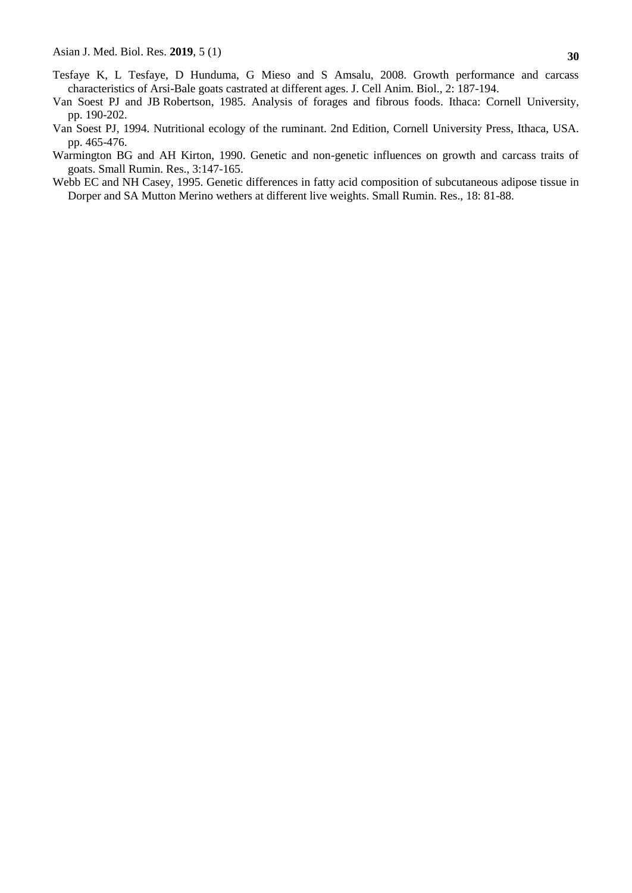Tesfaye K, L Tesfaye, D Hunduma, G Mieso and S Amsalu, 2008. Growth performance and carcass characteristics of Arsi-Bale goats castrated at different ages. J. Cell Anim. Biol., 2: 187-194.

Van Soest PJ and JB Robertson, 1985. Analysis of forages and fibrous foods. Ithaca: Cornell University, pp. 190-202.

Van Soest PJ, 1994. Nutritional ecology of the ruminant. 2nd Edition, Cornell University Press, Ithaca, USA. pp. 465-476.

Warmington BG and AH Kirton, 1990. Genetic and non-genetic influences on growth and carcass traits of goats. Small Rumin. Res., 3:147-165.

Webb EC and NH Casey, 1995. Genetic differences in fatty acid composition of subcutaneous adipose tissue in Dorper and SA Mutton Merino wethers at different live weights. Small Rumin. Res., 18: 81-88.